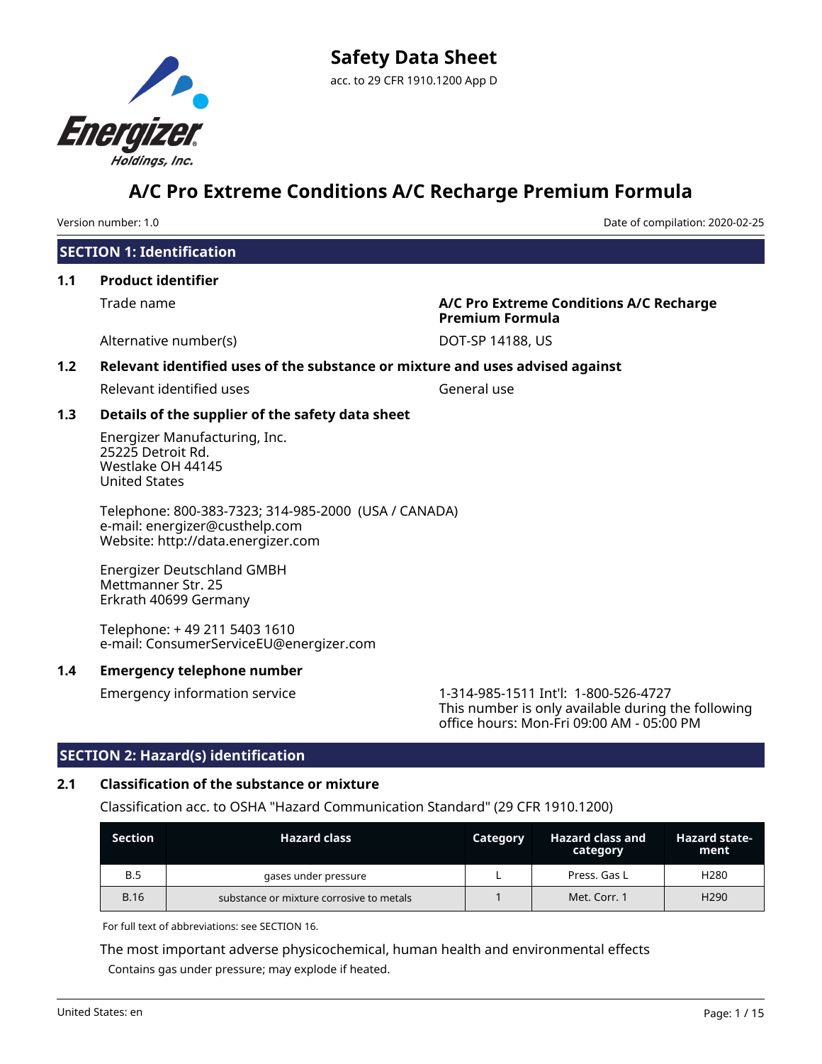# Safety Data Sheet

acc. to 29 CFR 1910.1200 App D

Energizer Holdings, Inc.

# A/C Pro Extreme Conditions A/C Recharge Premium Formula

Version number: 1.0

Date of compilation: 2020-02-25

## SECTION 1: Identification

### 1.1 Product identifier

Trade name: **A/C Pro Extreme Conditions A/C Recharge Premium Formula**

Alternative number(s): DOT-SP 14188, US

### 1.2 Relevant identified uses of the substance or mixture and uses advised against

Relevant identified uses: General use

### 1.3 Details of the supplier of the safety data sheet

Energizer Manufacturing, Inc.
25225 Detroit Rd.
Westlake OH 44145
United States

Telephone: 800-383-7323; 314-985-2000 (USA / CANADA)
e-mail: energizer@custhelp.com
Website: http://data.energizer.com

Energizer Deutschland GMBH
Mettmanner Str. 25
Erkrath 40699 Germany

Telephone: + 49 211 5403 1610
e-mail: ConsumerServiceEU@energizer.com

### 1.4 Emergency telephone number

Emergency information service: 1-314-985-1511 Int'l: 1-800-526-4727
This number is only available during the following office hours: Mon-Fri 09:00 AM - 05:00 PM

## SECTION 2: Hazard(s) identification

### 2.1 Classification of the substance or mixture

Classification acc. to OSHA "Hazard Communication Standard" (29 CFR 1910.1200)

| Section | Hazard class | Category | Hazard class and category | Hazard statement |
|---|---|---|---|---|
| B.5 | gases under pressure | L | Press. Gas L | H280 |
| B.16 | substance or mixture corrosive to metals | 1 | Met. Corr. 1 | H290 |

For full text of abbreviations: see SECTION 16.

The most important adverse physicochemical, human health and environmental effects

Contains gas under pressure; may explode if heated.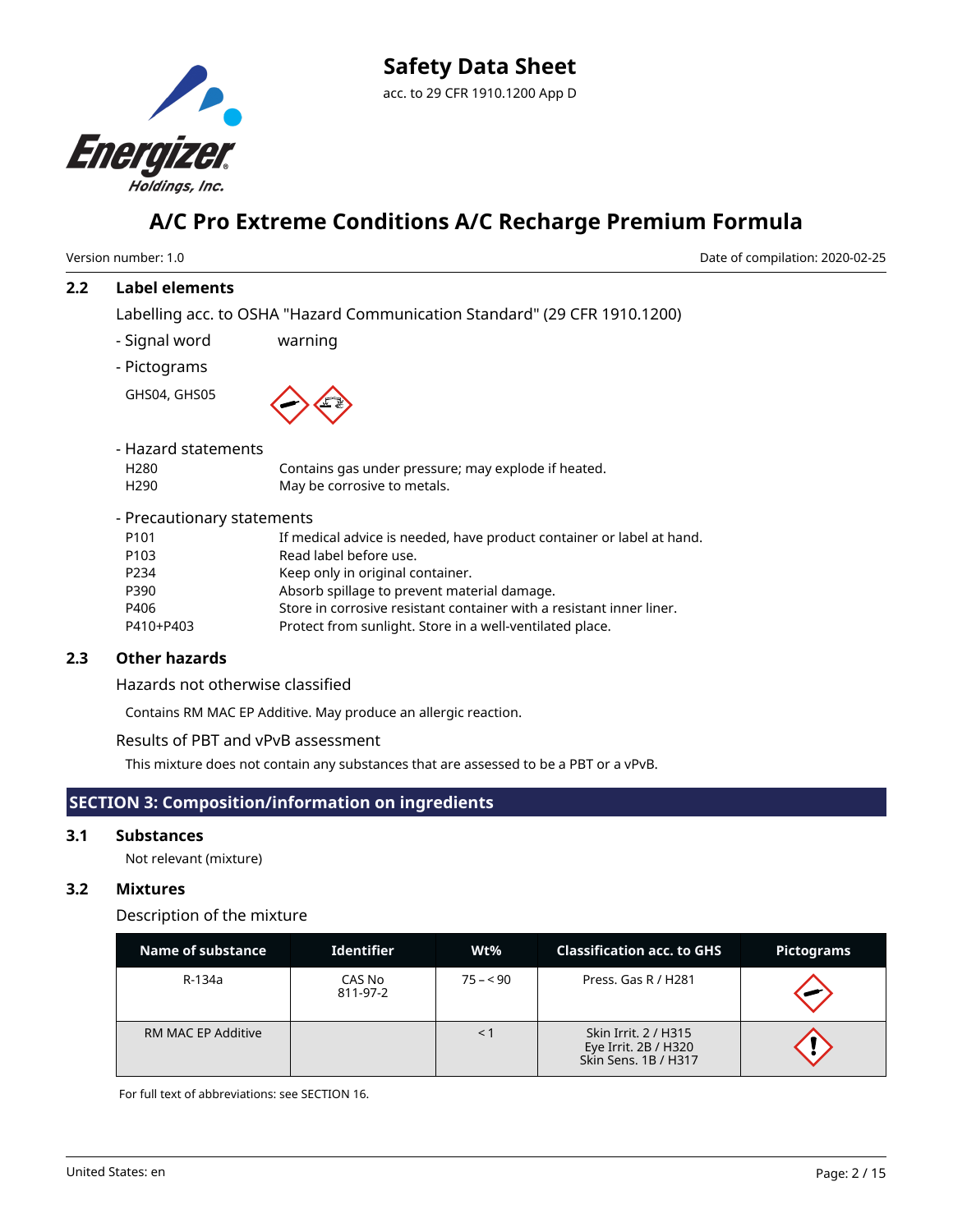### 2.2 Label elements

Labelling acc. to OSHA "Hazard Communication Standard" (29 CFR 1910.1200)

- Signal word: warning

- Pictograms

GHS04, GHS05

- Hazard statements

| | |
|---|---|
| H280 | Contains gas under pressure; may explode if heated. |
| H290 | May be corrosive to metals. |

- Precautionary statements

| | |
|---|---|
| P101 | If medical advice is needed, have product container or label at hand. |
| P103 | Read label before use. |
| P234 | Keep only in original container. |
| P390 | Absorb spillage to prevent material damage. |
| P406 | Store in corrosive resistant container with a resistant inner liner. |
| P410+P403 | Protect from sunlight. Store in a well-ventilated place. |

### 2.3 Other hazards

Hazards not otherwise classified

Contains RM MAC EP Additive. May produce an allergic reaction.

Results of PBT and vPvB assessment

This mixture does not contain any substances that are assessed to be a PBT or a vPvB.

## SECTION 3: Composition/information on ingredients

### 3.1 Substances

Not relevant (mixture)

### 3.2 Mixtures

Description of the mixture

| Name of substance | Identifier | Wt% | Classification acc. to GHS | Pictograms |
|---|---|---|---|---|
| R-134a | CAS No 811-97-2 | 75 – < 90 | Press. Gas R / H281 | |
| RM MAC EP Additive | | < 1 | Skin Irrit. 2 / H315 Eye Irrit. 2B / H320 Skin Sens. 1B / H317 | |

For full text of abbreviations: see SECTION 16.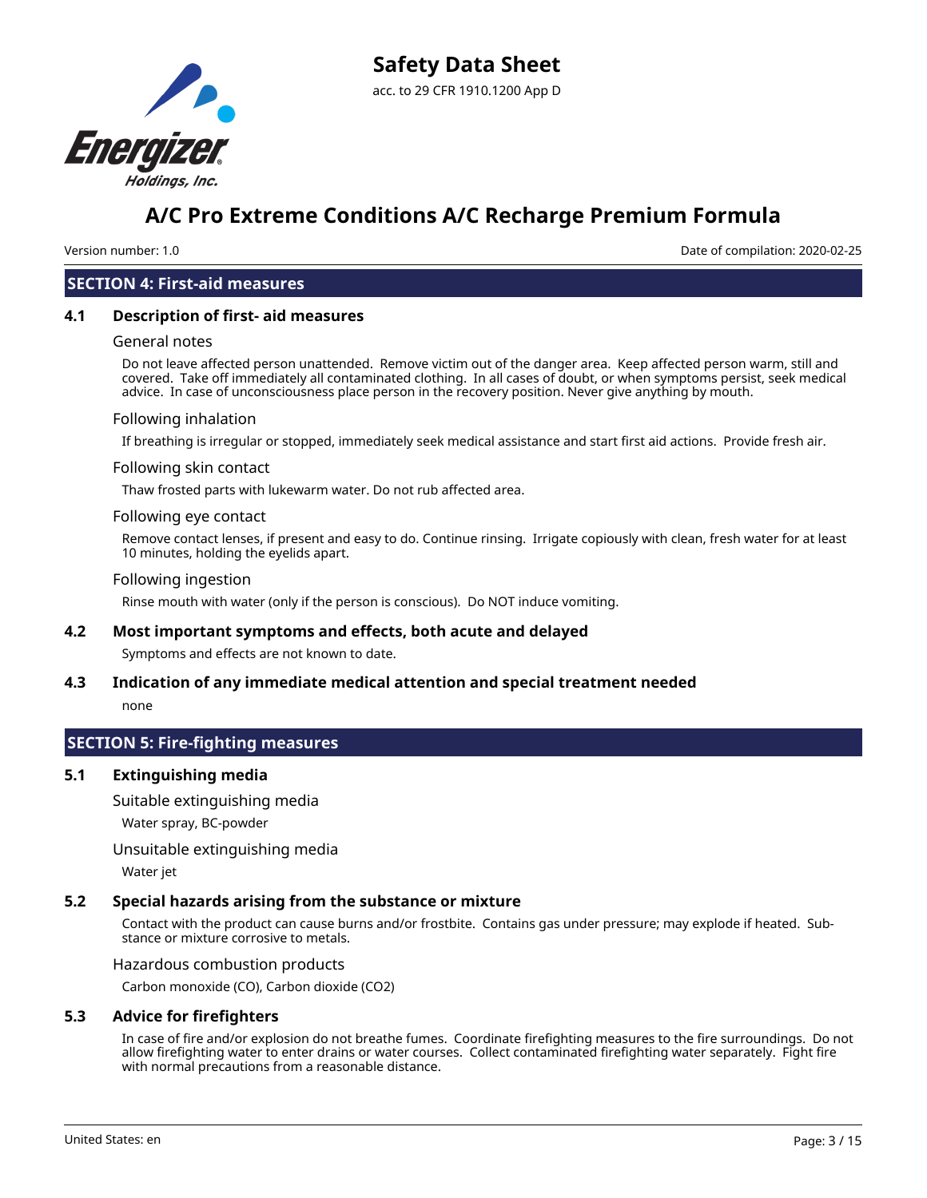## SECTION 4: First-aid measures

### 4.1 Description of first- aid measures

General notes

Do not leave affected person unattended. Remove victim out of the danger area. Keep affected person warm, still and covered. Take off immediately all contaminated clothing. In all cases of doubt, or when symptoms persist, seek medical advice. In case of unconsciousness place person in the recovery position. Never give anything by mouth.

Following inhalation

If breathing is irregular or stopped, immediately seek medical assistance and start first aid actions. Provide fresh air.

Following skin contact

Thaw frosted parts with lukewarm water. Do not rub affected area.

Following eye contact

Remove contact lenses, if present and easy to do. Continue rinsing. Irrigate copiously with clean, fresh water for at least 10 minutes, holding the eyelids apart.

Following ingestion

Rinse mouth with water (only if the person is conscious). Do NOT induce vomiting.

### 4.2 Most important symptoms and effects, both acute and delayed

Symptoms and effects are not known to date.

### 4.3 Indication of any immediate medical attention and special treatment needed

none

## SECTION 5: Fire-fighting measures

### 5.1 Extinguishing media

Suitable extinguishing media

Water spray, BC-powder

Unsuitable extinguishing media

Water jet

### 5.2 Special hazards arising from the substance or mixture

Contact with the product can cause burns and/or frostbite. Contains gas under pressure; may explode if heated. Substance or mixture corrosive to metals.

Hazardous combustion products

Carbon monoxide (CO), Carbon dioxide ($CO_2$)

### 5.3 Advice for firefighters

In case of fire and/or explosion do not breathe fumes. Coordinate firefighting measures to the fire surroundings. Do not allow firefighting water to enter drains or water courses. Collect contaminated firefighting water separately. Fight fire with normal precautions from a reasonable distance.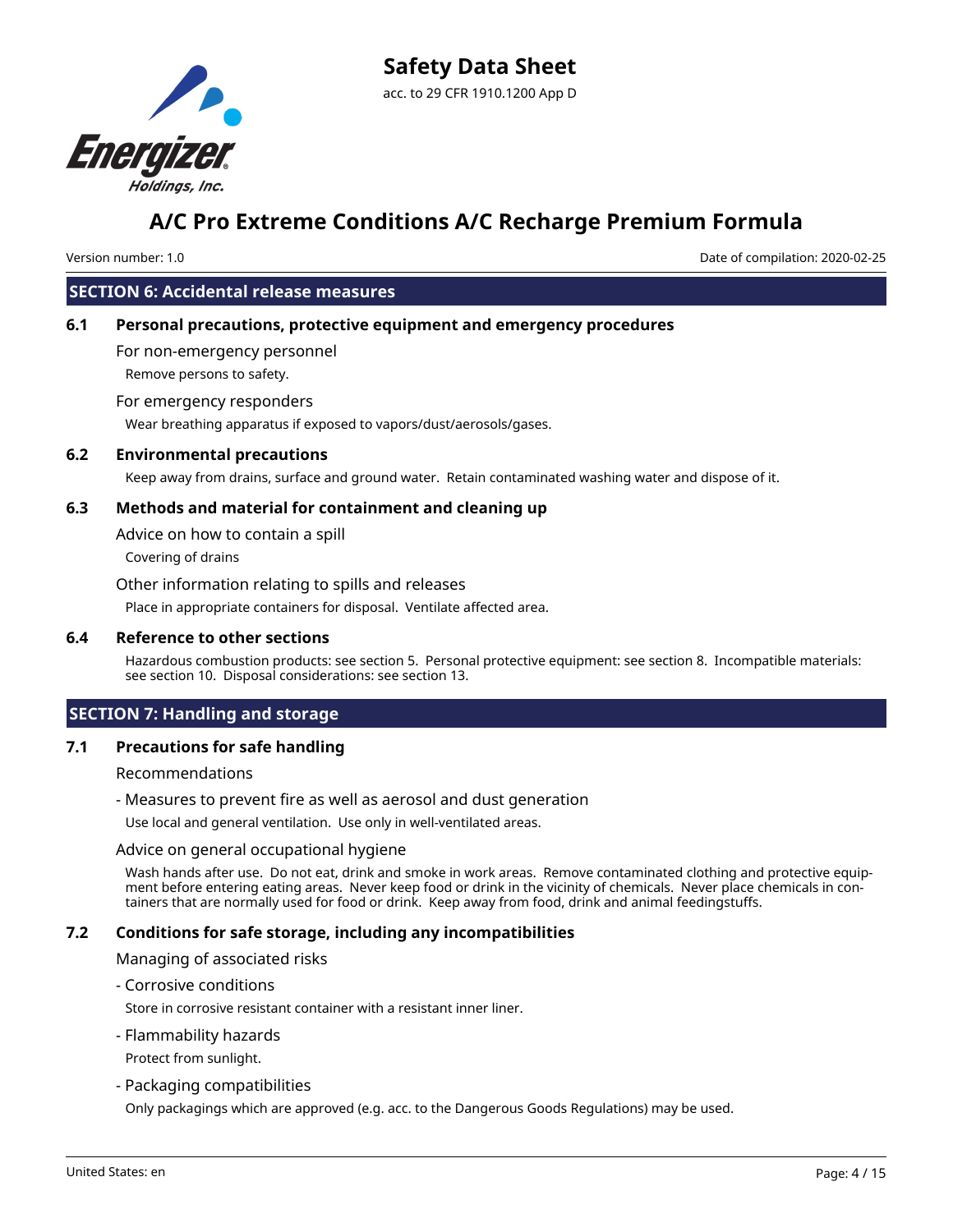## SECTION 6: Accidental release measures

### 6.1 Personal precautions, protective equipment and emergency procedures

For non-emergency personnel

Remove persons to safety.

For emergency responders

Wear breathing apparatus if exposed to vapors/dust/aerosols/gases.

### 6.2 Environmental precautions

Keep away from drains, surface and ground water. Retain contaminated washing water and dispose of it.

### 6.3 Methods and material for containment and cleaning up

Advice on how to contain a spill

Covering of drains

Other information relating to spills and releases

Place in appropriate containers for disposal. Ventilate affected area.

### 6.4 Reference to other sections

Hazardous combustion products: see section 5. Personal protective equipment: see section 8. Incompatible materials: see section 10. Disposal considerations: see section 13.

## SECTION 7: Handling and storage

### 7.1 Precautions for safe handling

Recommendations

- Measures to prevent fire as well as aerosol and dust generation

  Use local and general ventilation. Use only in well-ventilated areas.

Advice on general occupational hygiene

Wash hands after use. Do not eat, drink and smoke in work areas. Remove contaminated clothing and protective equipment before entering eating areas. Never keep food or drink in the vicinity of chemicals. Never place chemicals in containers that are normally used for food or drink. Keep away from food, drink and animal feedingstuffs.

### 7.2 Conditions for safe storage, including any incompatibilities

Managing of associated risks

- Corrosive conditions

  Store in corrosive resistant container with a resistant inner liner.

- Flammability hazards

  Protect from sunlight.

- Packaging compatibilities

  Only packagings which are approved (e.g. acc. to the Dangerous Goods Regulations) may be used.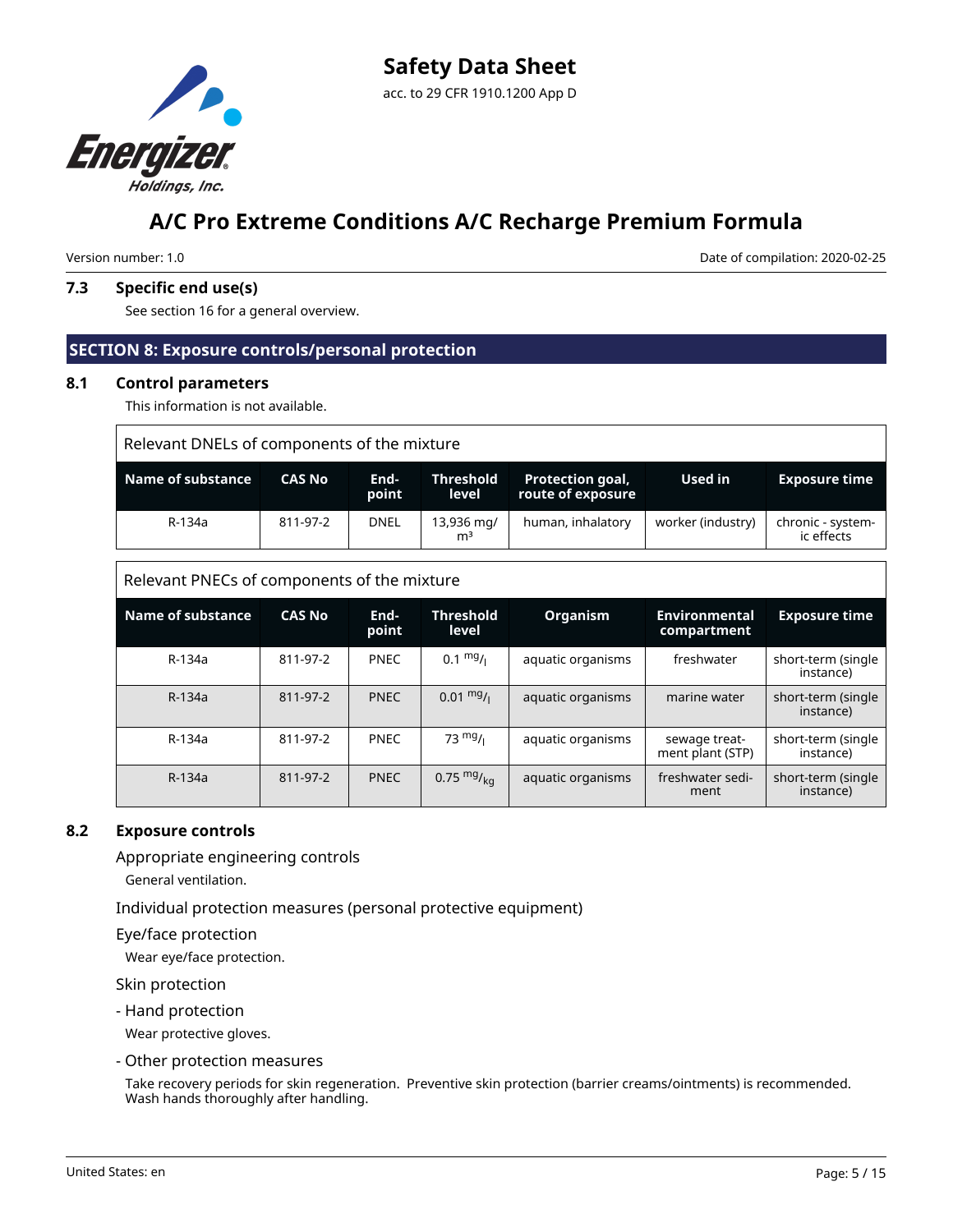### 7.3 Specific end use(s)

See section 16 for a general overview.

## SECTION 8: Exposure controls/personal protection

### 8.1 Control parameters

This information is not available.

| Relevant DNELs of components of the mixture | | | | | | |
|---|---|---|---|---|---|---|
| **Name of substance** | **CAS No** | **End-point** | **Threshold level** | **Protection goal, route of exposure** | **Used in** | **Exposure time** |
| R-134a | 811-97-2 | DNEL | 13,936 mg/m³ | human, inhalatory | worker (industry) | chronic - systemic effects |

| Relevant PNECs of components of the mixture | | | | | | |
|---|---|---|---|---|---|---|
| **Name of substance** | **CAS No** | **End-point** | **Threshold level** | **Organism** | **Environmental compartment** | **Exposure time** |
| R-134a | 811-97-2 | PNEC | 0.1 mg/l | aquatic organisms | freshwater | short-term (single instance) |
| R-134a | 811-97-2 | PNEC | 0.01 mg/l | aquatic organisms | marine water | short-term (single instance) |
| R-134a | 811-97-2 | PNEC | 73 mg/l | aquatic organisms | sewage treatment plant (STP) | short-term (single instance) |
| R-134a | 811-97-2 | PNEC | 0.75 mg/kg | aquatic organisms | freshwater sediment | short-term (single instance) |

### 8.2 Exposure controls

Appropriate engineering controls

General ventilation.

Individual protection measures (personal protective equipment)

Eye/face protection

Wear eye/face protection.

Skin protection

- Hand protection

Wear protective gloves.

- Other protection measures

Take recovery periods for skin regeneration. Preventive skin protection (barrier creams/ointments) is recommended. Wash hands thoroughly after handling.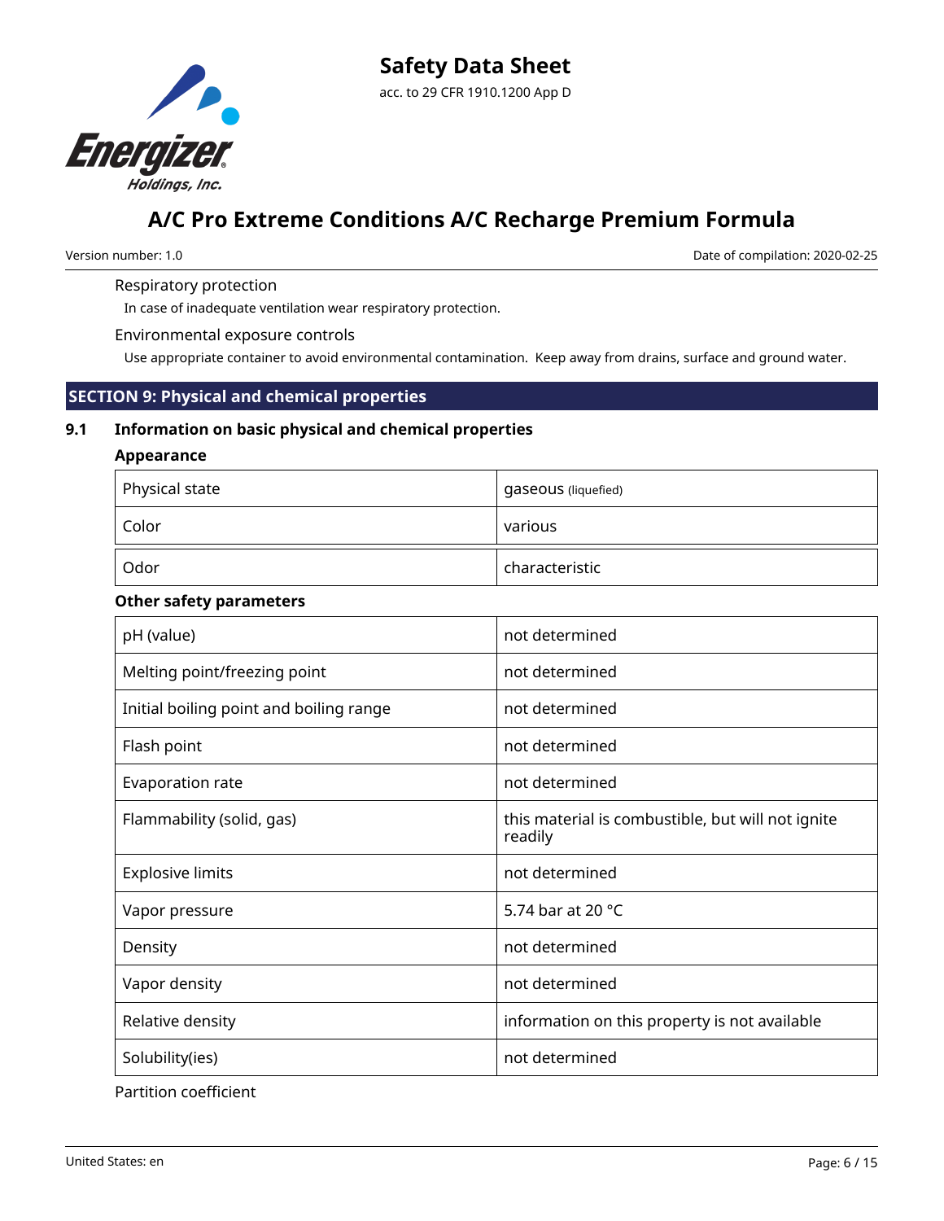Respiratory protection

In case of inadequate ventilation wear respiratory protection.

Environmental exposure controls

Use appropriate container to avoid environmental contamination. Keep away from drains, surface and ground water.

## SECTION 9: Physical and chemical properties

### 9.1 Information on basic physical and chemical properties

**Appearance**

| | |
|---|---|
| Physical state | gaseous (liquefied) |
| Color | various |
| Odor | characteristic |

**Other safety parameters**

| | |
|---|---|
| pH (value) | not determined |
| Melting point/freezing point | not determined |
| Initial boiling point and boiling range | not determined |
| Flash point | not determined |
| Evaporation rate | not determined |
| Flammability (solid, gas) | this material is combustible, but will not ignite readily |
| Explosive limits | not determined |
| Vapor pressure | 5.74 bar at 20 °C |
| Density | not determined |
| Vapor density | not determined |
| Relative density | information on this property is not available |
| Solubility(ies) | not determined |

Partition coefficient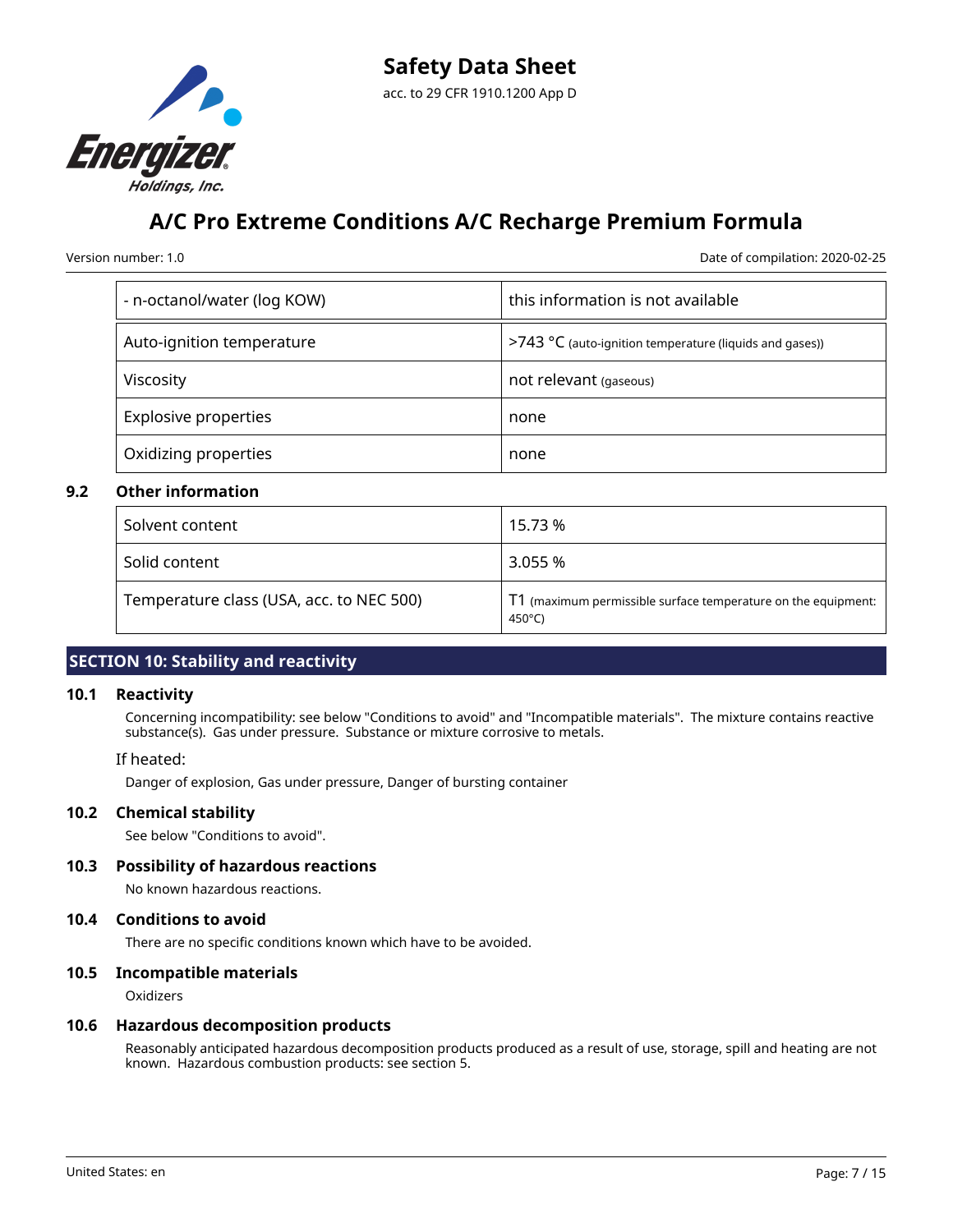| - n-octanol/water (log KOW) | this information is not available |
|---|---|
| Auto-ignition temperature | >743 °C (auto-ignition temperature (liquids and gases)) |
| Viscosity | not relevant (gaseous) |
| Explosive properties | none |
| Oxidizing properties | none |

### 9.2 Other information

| Solvent content | 15.73 % |
|---|---|
| Solid content | 3.055 % |
| Temperature class (USA, acc. to NEC 500) | T1 (maximum permissible surface temperature on the equipment: 450°C) |

## SECTION 10: Stability and reactivity

### 10.1 Reactivity

Concerning incompatibility: see below "Conditions to avoid" and "Incompatible materials". The mixture contains reactive substance(s). Gas under pressure. Substance or mixture corrosive to metals.

If heated:

Danger of explosion, Gas under pressure, Danger of bursting container

### 10.2 Chemical stability

See below "Conditions to avoid".

### 10.3 Possibility of hazardous reactions

No known hazardous reactions.

### 10.4 Conditions to avoid

There are no specific conditions known which have to be avoided.

### 10.5 Incompatible materials

Oxidizers

### 10.6 Hazardous decomposition products

Reasonably anticipated hazardous decomposition products produced as a result of use, storage, spill and heating are not known. Hazardous combustion products: see section 5.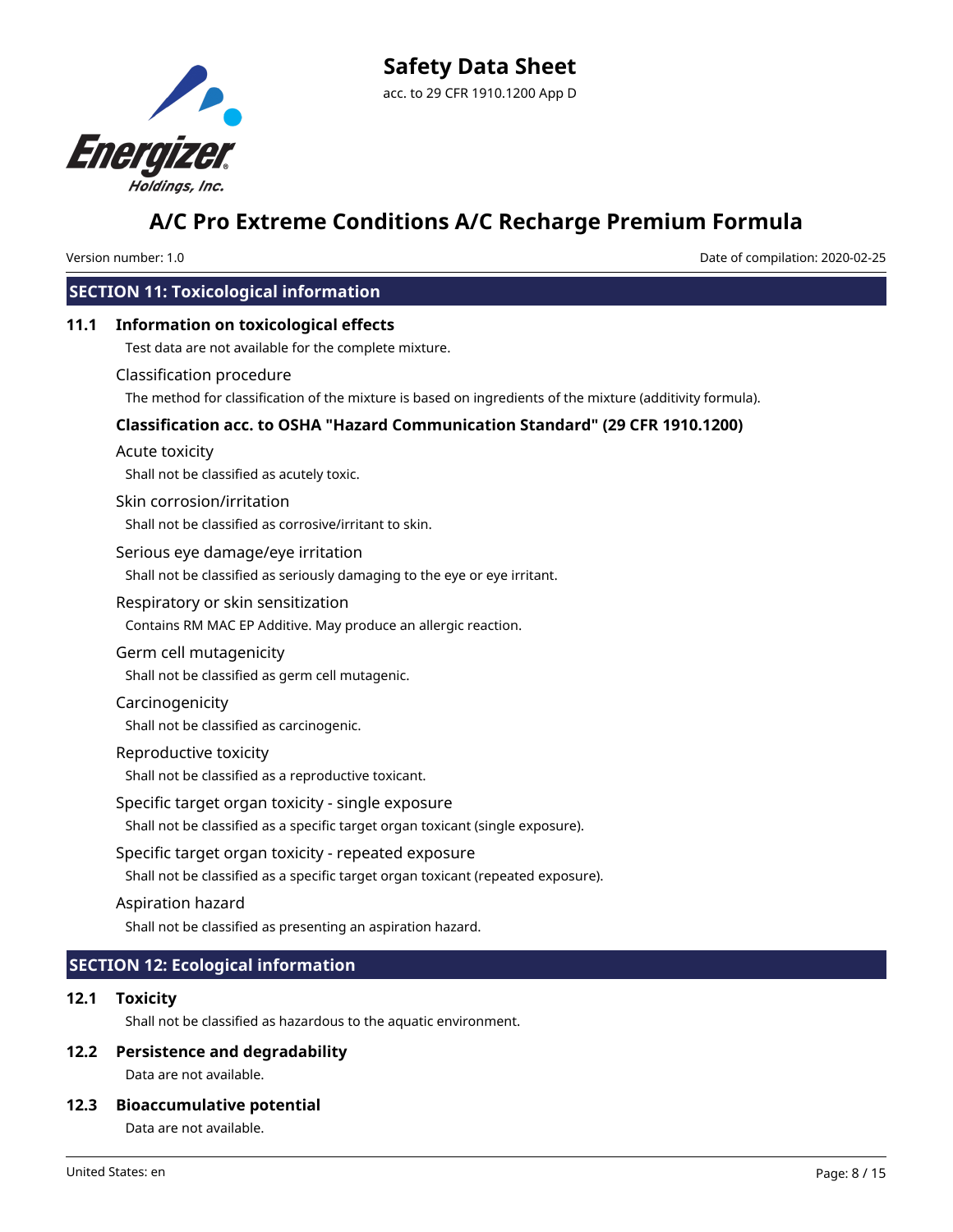## SECTION 11: Toxicological information

### 11.1 Information on toxicological effects

Test data are not available for the complete mixture.

Classification procedure

The method for classification of the mixture is based on ingredients of the mixture (additivity formula).

**Classification acc. to OSHA "Hazard Communication Standard" (29 CFR 1910.1200)**

Acute toxicity

Shall not be classified as acutely toxic.

Skin corrosion/irritation

Shall not be classified as corrosive/irritant to skin.

Serious eye damage/eye irritation

Shall not be classified as seriously damaging to the eye or eye irritant.

Respiratory or skin sensitization

Contains RM MAC EP Additive. May produce an allergic reaction.

Germ cell mutagenicity

Shall not be classified as germ cell mutagenic.

Carcinogenicity

Shall not be classified as carcinogenic.

Reproductive toxicity

Shall not be classified as a reproductive toxicant.

Specific target organ toxicity - single exposure

Shall not be classified as a specific target organ toxicant (single exposure).

Specific target organ toxicity - repeated exposure

Shall not be classified as a specific target organ toxicant (repeated exposure).

Aspiration hazard

Shall not be classified as presenting an aspiration hazard.

## SECTION 12: Ecological information

### 12.1 Toxicity

Shall not be classified as hazardous to the aquatic environment.

### 12.2 Persistence and degradability

Data are not available.

### 12.3 Bioaccumulative potential

Data are not available.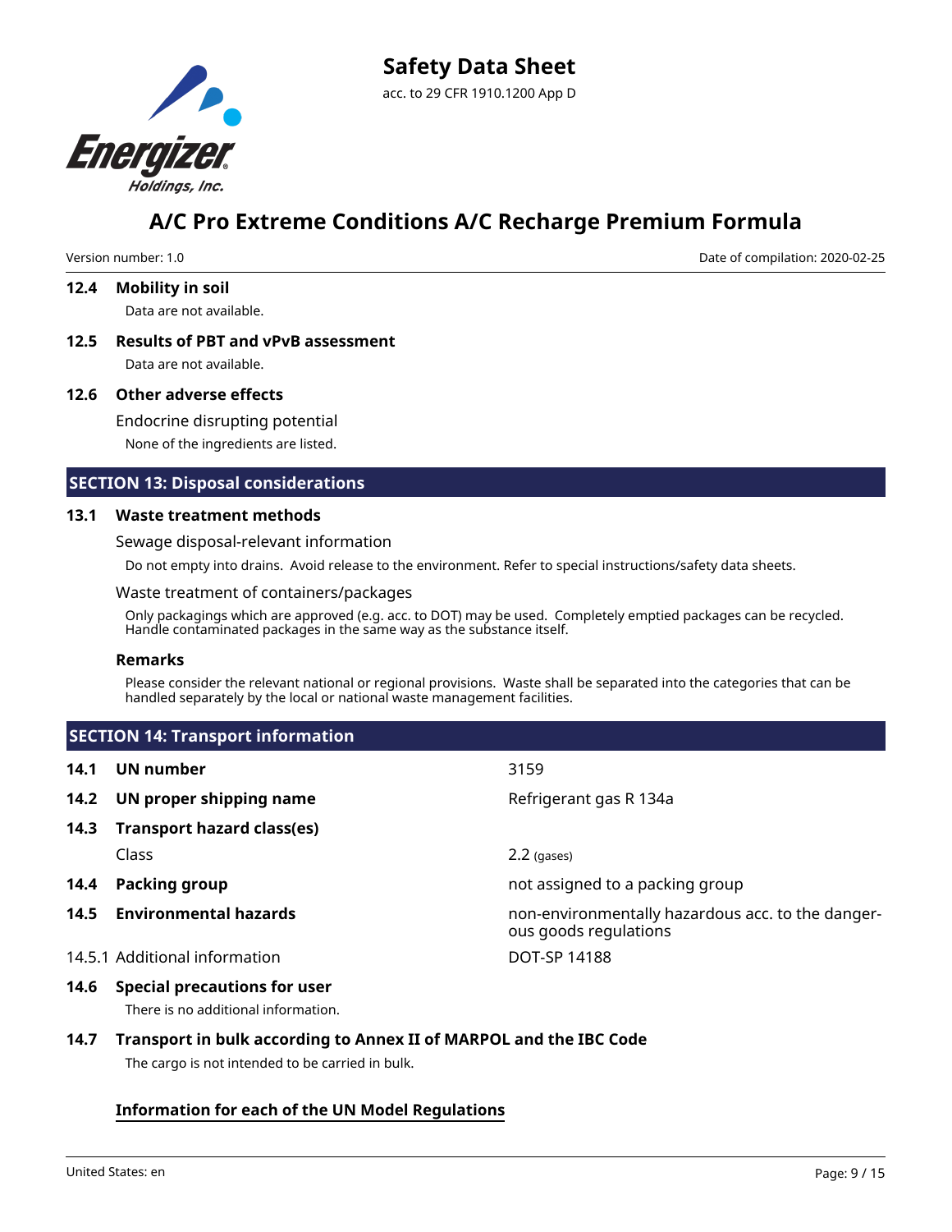### 12.4 Mobility in soil

Data are not available.

### 12.5 Results of PBT and vPvB assessment

Data are not available.

### 12.6 Other adverse effects

Endocrine disrupting potential

None of the ingredients are listed.

## SECTION 13: Disposal considerations

### 13.1 Waste treatment methods

Sewage disposal-relevant information

Do not empty into drains. Avoid release to the environment. Refer to special instructions/safety data sheets.

Waste treatment of containers/packages

Only packagings which are approved (e.g. acc. to DOT) may be used. Completely emptied packages can be recycled. Handle contaminated packages in the same way as the substance itself.

**Remarks**

Please consider the relevant national or regional provisions. Waste shall be separated into the categories that can be handled separately by the local or national waste management facilities.

## SECTION 14: Transport information

| | |
|---|---|
| **14.1 UN number** | 3159 |
| **14.2 UN proper shipping name** | Refrigerant gas R 134a |
| **14.3 Transport hazard class(es)** | |
| Class | 2.2 (gases) |
| **14.4 Packing group** | not assigned to a packing group |
| **14.5 Environmental hazards** | non-environmentally hazardous acc. to the dangerous goods regulations |
| 14.5.1 Additional information | DOT-SP 14188 |

### 14.6 Special precautions for user

There is no additional information.

### 14.7 Transport in bulk according to Annex II of MARPOL and the IBC Code

The cargo is not intended to be carried in bulk.

**Information for each of the UN Model Regulations**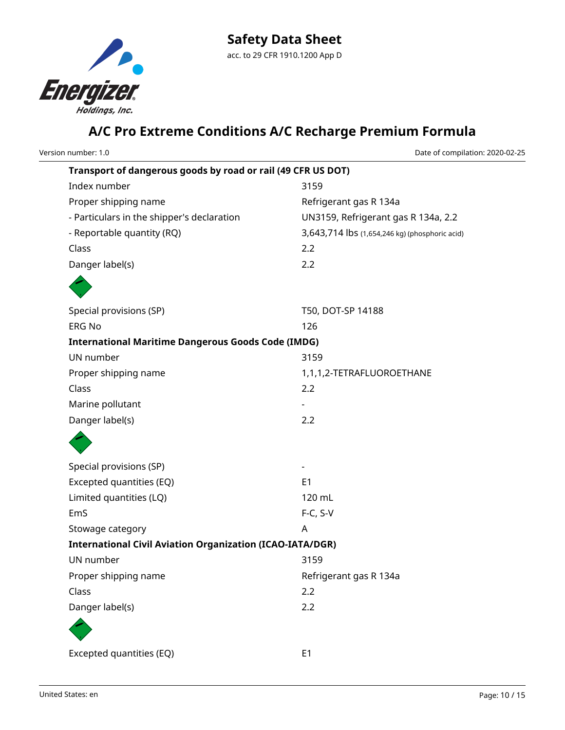**Transport of dangerous goods by road or rail (49 CFR US DOT)**

| | |
|---|---|
| Index number | 3159 |
| Proper shipping name | Refrigerant gas R 134a |
| - Particulars in the shipper's declaration | UN3159, Refrigerant gas R 134a, 2.2 |
| - Reportable quantity (RQ) | 3,643,714 lbs (1,654,246 kg) (phosphoric acid) |
| Class | 2.2 |
| Danger label(s) | 2.2 |
| Special provisions (SP) | T50, DOT-SP 14188 |
| ERG No | 126 |

**International Maritime Dangerous Goods Code (IMDG)**

| | |
|---|---|
| UN number | 3159 |
| Proper shipping name | 1,1,1,2-TETRAFLUOROETHANE |
| Class | 2.2 |
| Marine pollutant | - |
| Danger label(s) | 2.2 |
| Special provisions (SP) | - |
| Excepted quantities (EQ) | E1 |
| Limited quantities (LQ) | 120 mL |
| EmS | F-C, S-V |
| Stowage category | A |

**International Civil Aviation Organization (ICAO-IATA/DGR)**

| | |
|---|---|
| UN number | 3159 |
| Proper shipping name | Refrigerant gas R 134a |
| Class | 2.2 |
| Danger label(s) | 2.2 |
| Excepted quantities (EQ) | E1 |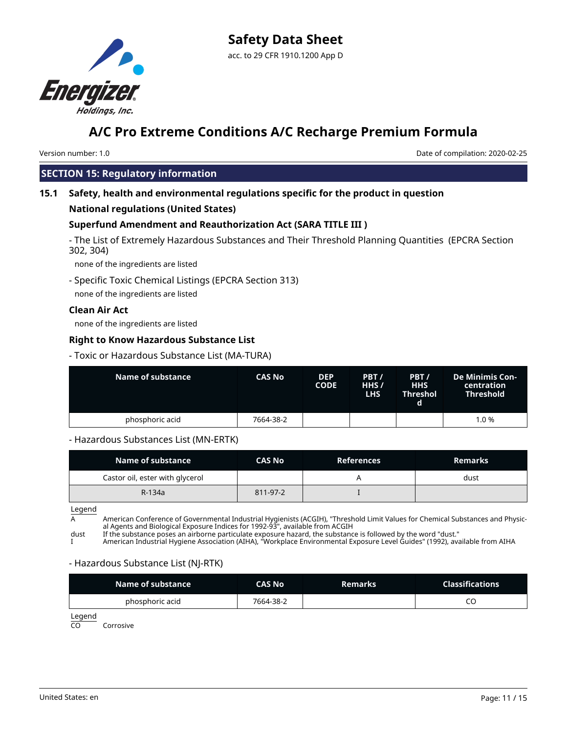## SECTION 15: Regulatory information

### 15.1 Safety, health and environmental regulations specific for the product in question

**National regulations (United States)**

**Superfund Amendment and Reauthorization Act (SARA TITLE III )**

- The List of Extremely Hazardous Substances and Their Threshold Planning Quantities (EPCRA Section 302, 304)

none of the ingredients are listed

- Specific Toxic Chemical Listings (EPCRA Section 313)

none of the ingredients are listed

**Clean Air Act**

none of the ingredients are listed

**Right to Know Hazardous Substance List**

- Toxic or Hazardous Substance List (MA-TURA)

| Name of substance | CAS No | DEP CODE | PBT / HHS / LHS | PBT / HHS Threshold | De Minimis Concentration Threshold |
|---|---|---|---|---|---|
| phosphoric acid | 7664-38-2 | | | | 1.0 % |

- Hazardous Substances List (MN-ERTK)

| Name of substance | CAS No | References | Remarks |
|---|---|---|---|
| Castor oil, ester with glycerol | | A | dust |
| R-134a | 811-97-2 | I | |

Legend

A American Conference of Governmental Industrial Hygienists (ACGIH), "Threshold Limit Values for Chemical Substances and Physical Agents and Biological Exposure Indices for 1992-93", available from ACGIH
dust If the substance poses an airborne particulate exposure hazard, the substance is followed by the word "dust."
I American Industrial Hygiene Association (AIHA), "Workplace Environmental Exposure Level Guides" (1992), available from AIHA

- Hazardous Substance List (NJ-RTK)

| Name of substance | CAS No | Remarks | Classifications |
|---|---|---|---|
| phosphoric acid | 7664-38-2 | | CO |

Legend

CO Corrosive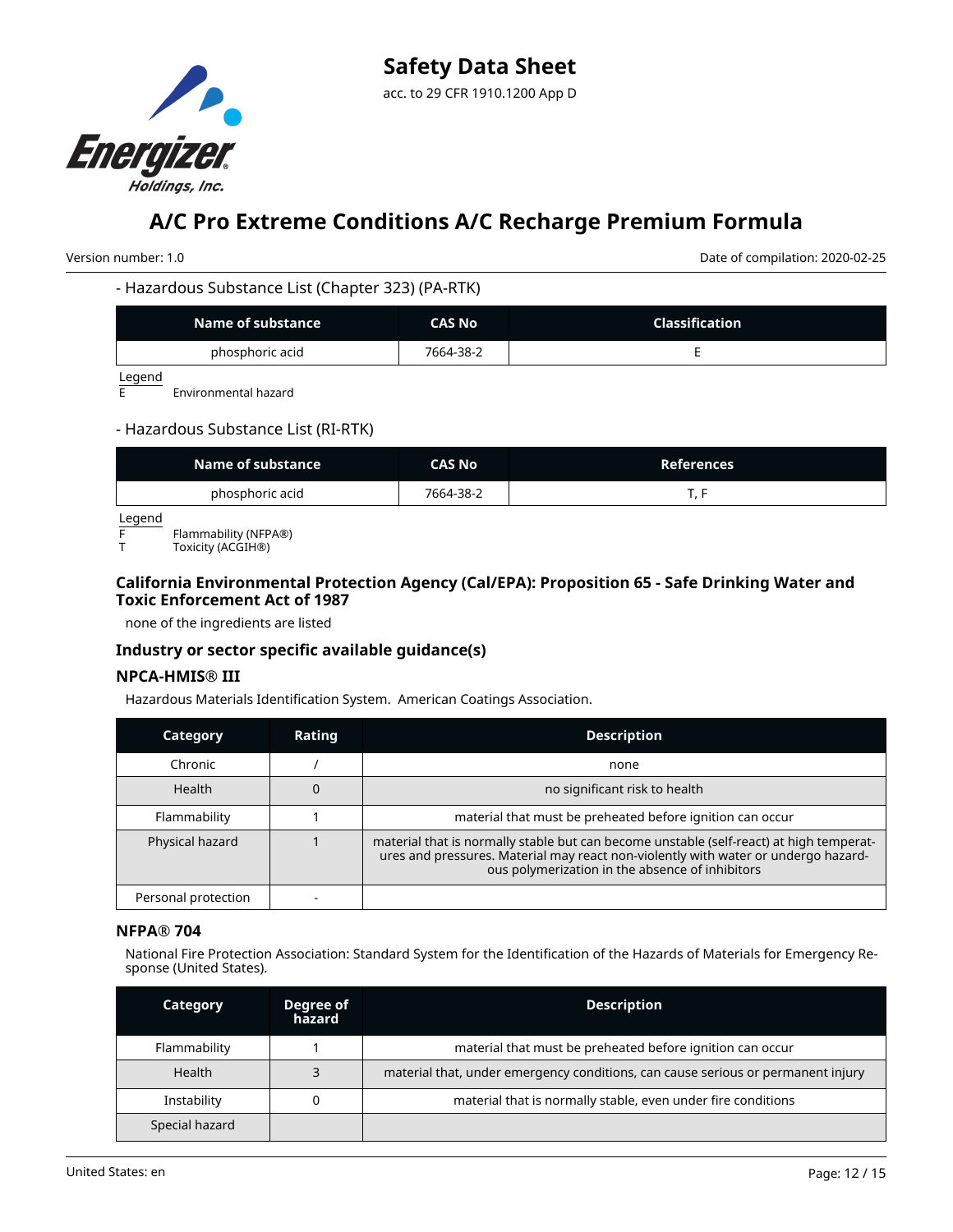- Hazardous Substance List (Chapter 323) (PA-RTK)

| Name of substance | CAS No | Classification |
|---|---|---|
| phosphoric acid | 7664-38-2 | E |

Legend
E Environmental hazard

- Hazardous Substance List (RI-RTK)

| Name of substance | CAS No | References |
|---|---|---|
| phosphoric acid | 7664-38-2 | T, F |

Legend
F Flammability (NFPA®)
T Toxicity (ACGIH®)

### California Environmental Protection Agency (Cal/EPA): Proposition 65 - Safe Drinking Water and Toxic Enforcement Act of 1987

none of the ingredients are listed

### Industry or sector specific available guidance(s)

### NPCA-HMIS® III

Hazardous Materials Identification System. American Coatings Association.

| Category | Rating | Description |
|---|---|---|
| Chronic | / | none |
| Health | 0 | no significant risk to health |
| Flammability | 1 | material that must be preheated before ignition can occur |
| Physical hazard | 1 | material that is normally stable but can become unstable (self-react) at high temperatures and pressures. Material may react non-violently with water or undergo hazardous polymerization in the absence of inhibitors |
| Personal protection | - | |

### NFPA® 704

National Fire Protection Association: Standard System for the Identification of the Hazards of Materials for Emergency Response (United States).

| Category | Degree of hazard | Description |
|---|---|---|
| Flammability | 1 | material that must be preheated before ignition can occur |
| Health | 3 | material that, under emergency conditions, can cause serious or permanent injury |
| Instability | 0 | material that is normally stable, even under fire conditions |
| Special hazard | | |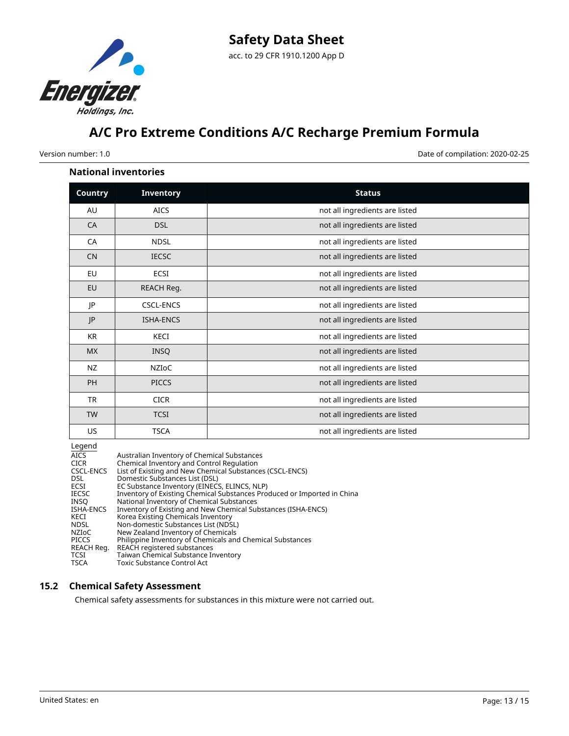### National inventories

| Country | Inventory | Status |
|---|---|---|
| AU | AICS | not all ingredients are listed |
| CA | DSL | not all ingredients are listed |
| CA | NDSL | not all ingredients are listed |
| CN | IECSC | not all ingredients are listed |
| EU | ECSI | not all ingredients are listed |
| EU | REACH Reg. | not all ingredients are listed |
| JP | CSCL-ENCS | not all ingredients are listed |
| JP | ISHA-ENCS | not all ingredients are listed |
| KR | KECI | not all ingredients are listed |
| MX | INSQ | not all ingredients are listed |
| NZ | NZIoC | not all ingredients are listed |
| PH | PICCS | not all ingredients are listed |
| TR | CICR | not all ingredients are listed |
| TW | TCSI | not all ingredients are listed |
| US | TSCA | not all ingredients are listed |

Legend

| | |
|---|---|
| AICS | Australian Inventory of Chemical Substances |
| CICR | Chemical Inventory and Control Regulation |
| CSCL-ENCS | List of Existing and New Chemical Substances (CSCL-ENCS) |
| DSL | Domestic Substances List (DSL) |
| ECSI | EC Substance Inventory (EINECS, ELINCS, NLP) |
| IECSC | Inventory of Existing Chemical Substances Produced or Imported in China |
| INSQ | National Inventory of Chemical Substances |
| ISHA-ENCS | Inventory of Existing and New Chemical Substances (ISHA-ENCS) |
| KECI | Korea Existing Chemicals Inventory |
| NDSL | Non-domestic Substances List (NDSL) |
| NZIoC | New Zealand Inventory of Chemicals |
| PICCS | Philippine Inventory of Chemicals and Chemical Substances |
| REACH Reg. | REACH registered substances |
| TCSI | Taiwan Chemical Substance Inventory |
| TSCA | Toxic Substance Control Act |

## 15.2 Chemical Safety Assessment

Chemical safety assessments for substances in this mixture were not carried out.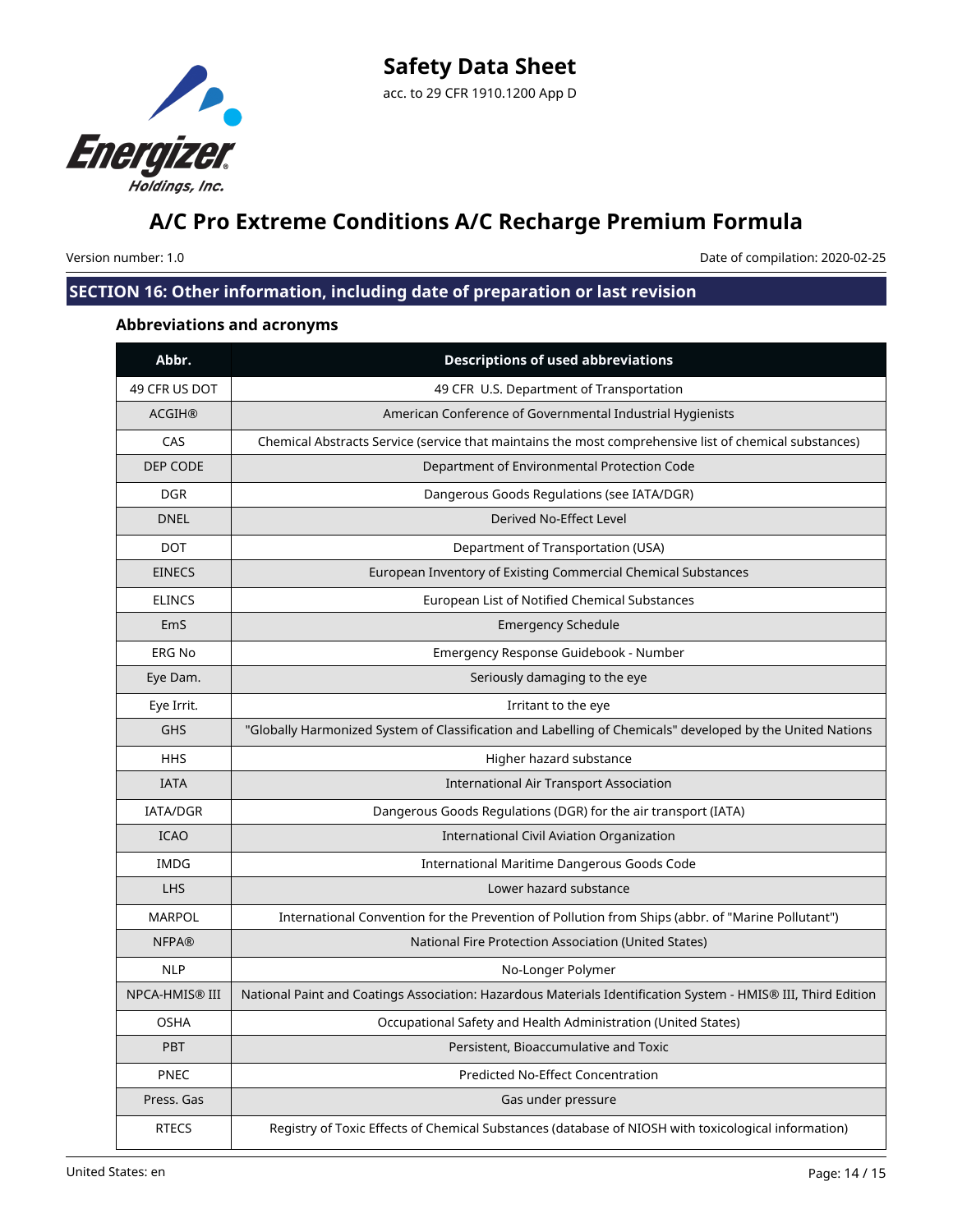## SECTION 16: Other information, including date of preparation or last revision

### Abbreviations and acronyms

| Abbr. | Descriptions of used abbreviations |
|---|---|
| 49 CFR US DOT | 49 CFR U.S. Department of Transportation |
| ACGIH® | American Conference of Governmental Industrial Hygienists |
| CAS | Chemical Abstracts Service (service that maintains the most comprehensive list of chemical substances) |
| DEP CODE | Department of Environmental Protection Code |
| DGR | Dangerous Goods Regulations (see IATA/DGR) |
| DNEL | Derived No-Effect Level |
| DOT | Department of Transportation (USA) |
| EINECS | European Inventory of Existing Commercial Chemical Substances |
| ELINCS | European List of Notified Chemical Substances |
| EmS | Emergency Schedule |
| ERG No | Emergency Response Guidebook - Number |
| Eye Dam. | Seriously damaging to the eye |
| Eye Irrit. | Irritant to the eye |
| GHS | "Globally Harmonized System of Classification and Labelling of Chemicals" developed by the United Nations |
| HHS | Higher hazard substance |
| IATA | International Air Transport Association |
| IATA/DGR | Dangerous Goods Regulations (DGR) for the air transport (IATA) |
| ICAO | International Civil Aviation Organization |
| IMDG | International Maritime Dangerous Goods Code |
| LHS | Lower hazard substance |
| MARPOL | International Convention for the Prevention of Pollution from Ships (abbr. of "Marine Pollutant") |
| NFPA® | National Fire Protection Association (United States) |
| NLP | No-Longer Polymer |
| NPCA-HMIS® III | National Paint and Coatings Association: Hazardous Materials Identification System - HMIS® III, Third Edition |
| OSHA | Occupational Safety and Health Administration (United States) |
| PBT | Persistent, Bioaccumulative and Toxic |
| PNEC | Predicted No-Effect Concentration |
| Press. Gas | Gas under pressure |
| RTECS | Registry of Toxic Effects of Chemical Substances (database of NIOSH with toxicological information) |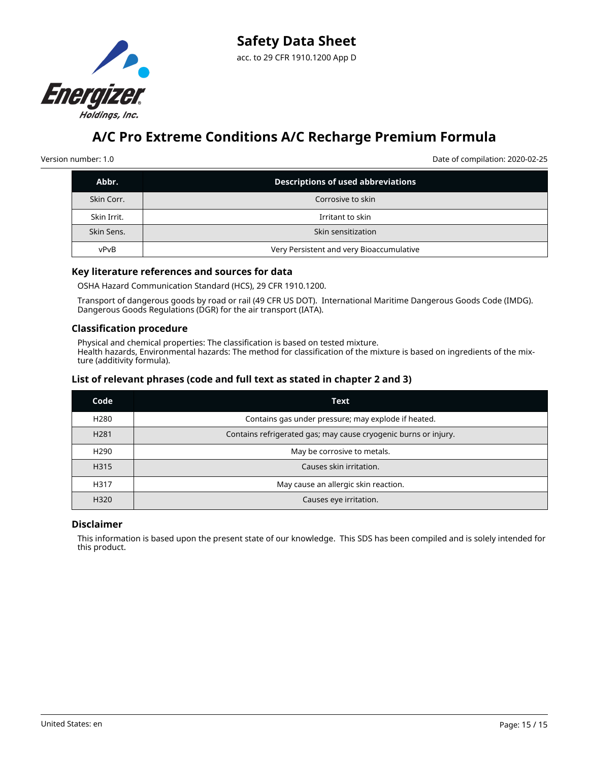| Abbr. | Descriptions of used abbreviations |
|---|---|
| Skin Corr. | Corrosive to skin |
| Skin Irrit. | Irritant to skin |
| Skin Sens. | Skin sensitization |
| vPvB | Very Persistent and very Bioaccumulative |

### Key literature references and sources for data

OSHA Hazard Communication Standard (HCS), 29 CFR 1910.1200.

Transport of dangerous goods by road or rail (49 CFR US DOT). International Maritime Dangerous Goods Code (IMDG). Dangerous Goods Regulations (DGR) for the air transport (IATA).

### Classification procedure

Physical and chemical properties: The classification is based on tested mixture.
Health hazards, Environmental hazards: The method for classification of the mixture is based on ingredients of the mixture (additivity formula).

### List of relevant phrases (code and full text as stated in chapter 2 and 3)

| Code | Text |
|---|---|
| H280 | Contains gas under pressure; may explode if heated. |
| H281 | Contains refrigerated gas; may cause cryogenic burns or injury. |
| H290 | May be corrosive to metals. |
| H315 | Causes skin irritation. |
| H317 | May cause an allergic skin reaction. |
| H320 | Causes eye irritation. |

### Disclaimer

This information is based upon the present state of our knowledge. This SDS has been compiled and is solely intended for this product.